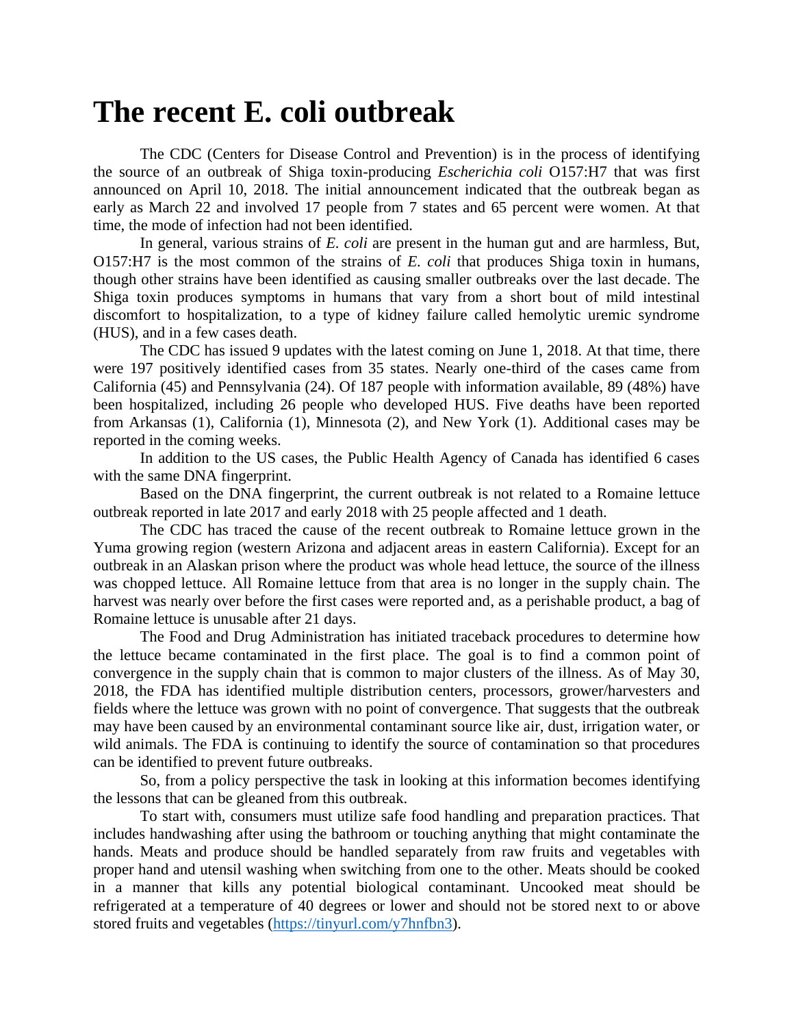# The recent E. coli outbreak

The CDC (Centers for Disease Control and Prevention) is in the process of identifying the source of an outbreak of Shiga toxin-producing *Escherichia coli* O157:H7 that was first announced on April 10, 2018. The initial announcement indicated that the outbreak began as early as March 22 and involved 17 people from 7 states and 65 percent were women. At that time, the mode of infection had not been identified.

In general, various strains of *E. coli* are present in the human gut and are harmless, But, O157:H7 is the most common of the strains of *E. coli* that produces Shiga toxin in humans, though other strains have been identified as causing smaller outbreaks over the last decade. The Shiga toxin produces symptoms in humans that vary from a short bout of mild intestinal discomfort to hospitalization, to a type of kidney failure called hemolytic uremic syndrome (HUS), and in a few cases death.

The CDC has issued 9 updates with the latest coming on June 1, 2018. At that time, there were 197 positively identified cases from 35 states. Nearly one-third of the cases came from California (45) and Pennsylvania (24). Of 187 people with information available, 89 (48%) have been hospitalized, including 26 people who developed HUS. Five deaths have been reported from Arkansas (1), California (1), Minnesota (2), and New York (1). Additional cases may be reported in the coming weeks.

In addition to the US cases, the Public Health Agency of Canada has identified 6 cases with the same DNA fingerprint.

Based on the DNA fingerprint, the current outbreak is not related to a Romaine lettuce outbreak reported in late 2017 and early 2018 with 25 people affected and 1 death.

The CDC has traced the cause of the recent outbreak to Romaine lettuce grown in the Yuma growing region (western Arizona and adjacent areas in eastern California). Except for an outbreak in an Alaskan prison where the product was whole head lettuce, the source of the illness was chopped lettuce. All Romaine lettuce from that area is no longer in the supply chain. The harvest was nearly over before the first cases were reported and, as a perishable product, a bag of Romaine lettuce is unusable after 21 days.

The Food and Drug Administration has initiated traceback procedures to determine how the lettuce became contaminated in the first place. The goal is to find a common point of convergence in the supply chain that is common to major clusters of the illness. As of May 30, 2018, the FDA has identified multiple distribution centers, processors, grower/harvesters and fields where the lettuce was grown with no point of convergence. That suggests that the outbreak may have been caused by an environmental contaminant source like air, dust, irrigation water, or wild animals. The FDA is continuing to identify the source of contamination so that procedures can be identified to prevent future outbreaks.

So, from a policy perspective the task in looking at this information becomes identifying the lessons that can be gleaned from this outbreak.

To start with, consumers must utilize safe food handling and preparation practices. That includes handwashing after using the bathroom or touching anything that might contaminate the hands. Meats and produce should be handled separately from raw fruits and vegetables with proper hand and utensil washing when switching from one to the other. Meats should be cooked in a manner that kills any potential biological contaminant. Uncooked meat should be refrigerated at a temperature of 40 degrees or lower and should not be stored next to or above stored fruits and vegetables (https://tinyurl.com/y7hnfbn3).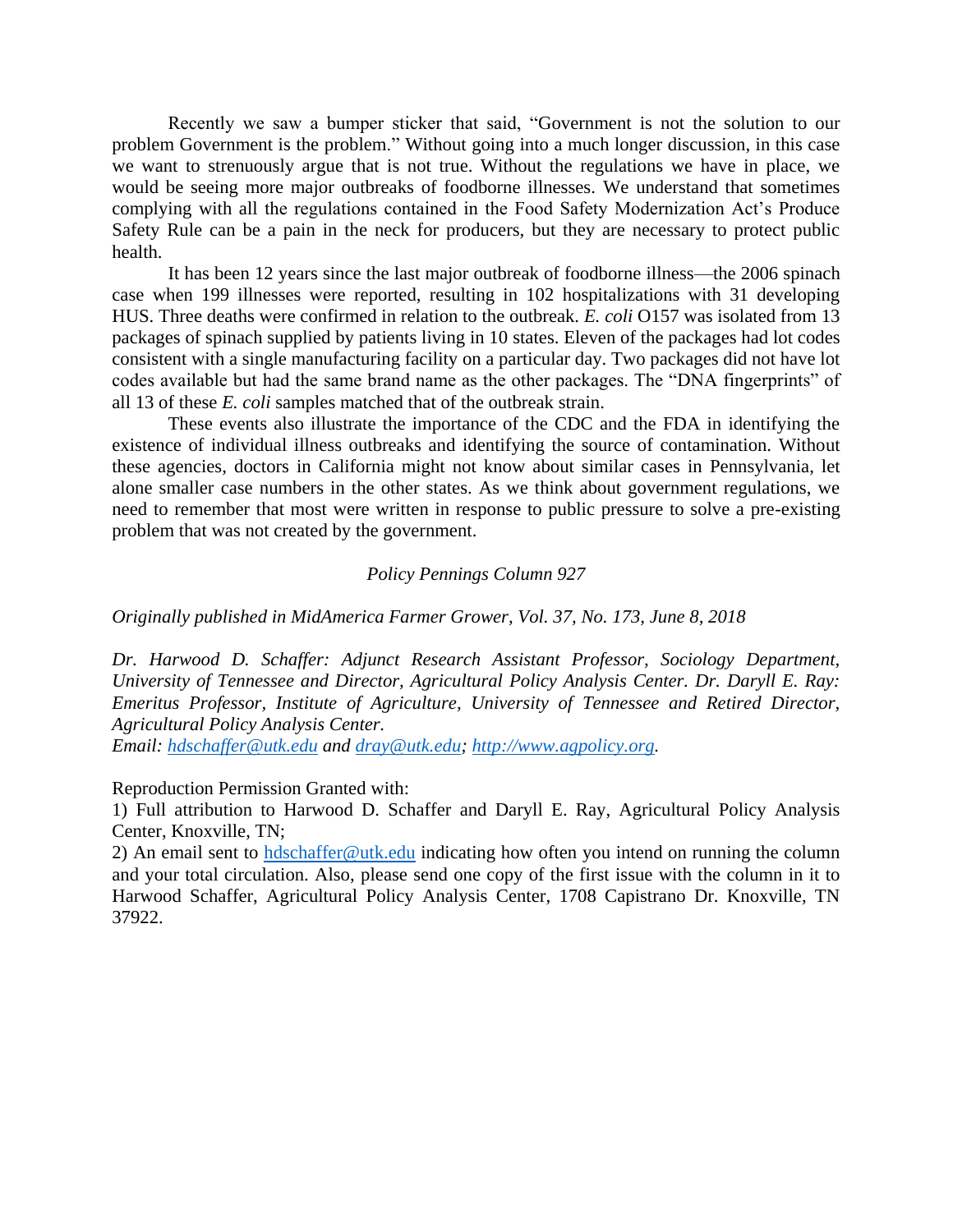Recently we saw a bumper sticker that said, "Government is not the solution to our problem Government is the problem." Without going into a much longer discussion, in this case we want to strenuously argue that is not true. Without the regulations we have in place, we would be seeing more major outbreaks of foodborne illnesses. We understand that sometimes complying with all the regulations contained in the Food Safety Modernization Act's Produce Safety Rule can be a pain in the neck for producers, but they are necessary to protect public health.

It has been 12 years since the last major outbreak of foodborne illness—the 2006 spinach case when 199 illnesses were reported, resulting in 102 hospitalizations with 31 developing HUS. Three deaths were confirmed in relation to the outbreak. *E. coli* O157 was isolated from 13 packages of spinach supplied by patients living in 10 states. Eleven of the packages had lot codes consistent with a single manufacturing facility on a particular day. Two packages did not have lot codes available but had the same brand name as the other packages. The "DNA fingerprints" of all 13 of these *E. coli* samples matched that of the outbreak strain.

These events also illustrate the importance of the CDC and the FDA in identifying the existence of individual illness outbreaks and identifying the source of contamination. Without these agencies, doctors in California might not know about similar cases in Pennsylvania, let alone smaller case numbers in the other states. As we think about government regulations, we need to remember that most were written in response to public pressure to solve a pre-existing problem that was not created by the government.

*Policy Pennings Column 927*

*Originally published in MidAmerica Farmer Grower, Vol. 37, No. 173, June 8, 2018*

*Dr. Harwood D. Schaffer: Adjunct Research Assistant Professor, Sociology Department, University of Tennessee and Director, Agricultural Policy Analysis Center. Dr. Daryll E. Ray: Emeritus Professor, Institute of Agriculture, University of Tennessee and Retired Director, Agricultural Policy Analysis Center.*
*Email: [hdschaffer@utk.edu](mailto:hdschaffer@utk.edu) and [dray@utk.edu](mailto:dray@utk.edu); [http://www.agpolicy.org](http://www.agpolicy.org).*

Reproduction Permission Granted with:
1) Full attribution to Harwood D. Schaffer and Daryll E. Ray, Agricultural Policy Analysis Center, Knoxville, TN;
2) An email sent to [hdschaffer@utk.edu](mailto:hdschaffer@utk.edu) indicating how often you intend on running the column and your total circulation. Also, please send one copy of the first issue with the column in it to Harwood Schaffer, Agricultural Policy Analysis Center, 1708 Capistrano Dr. Knoxville, TN 37922.